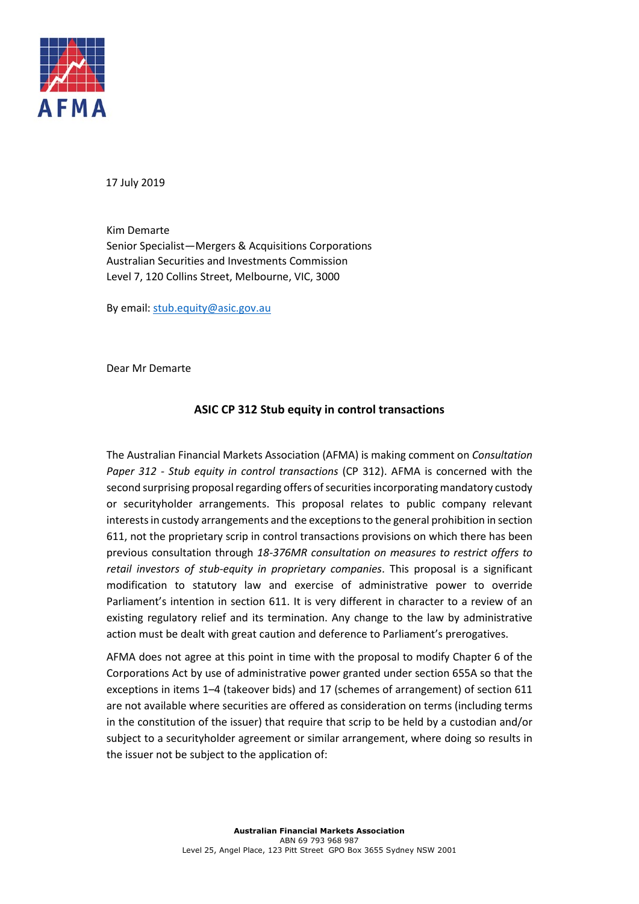17 July 2019

Kim Demarte
Senior Specialist—Mergers & Acquisitions Corporations
Australian Securities and Investments Commission
Level 7, 120 Collins Street, Melbourne, VIC, 3000

By email: stub.equity@asic.gov.au

Dear Mr Demarte

**ASIC CP 312 Stub equity in control transactions**

The Australian Financial Markets Association (AFMA) is making comment on *Consultation Paper 312 - Stub equity in control transactions* (CP 312). AFMA is concerned with the second surprising proposal regarding offers of securities incorporating mandatory custody or securityholder arrangements. This proposal relates to public company relevant interests in custody arrangements and the exceptions to the general prohibition in section 611, not the proprietary scrip in control transactions provisions on which there has been previous consultation through *18-376MR consultation on measures to restrict offers to retail investors of stub-equity in proprietary companies*. This proposal is a significant modification to statutory law and exercise of administrative power to override Parliament's intention in section 611. It is very different in character to a review of an existing regulatory relief and its termination. Any change to the law by administrative action must be dealt with great caution and deference to Parliament's prerogatives.

AFMA does not agree at this point in time with the proposal to modify Chapter 6 of the Corporations Act by use of administrative power granted under section 655A so that the exceptions in items 1–4 (takeover bids) and 17 (schemes of arrangement) of section 611 are not available where securities are offered as consideration on terms (including terms in the constitution of the issuer) that require that scrip to be held by a custodian and/or subject to a securityholder agreement or similar arrangement, where doing so results in the issuer not be subject to the application of: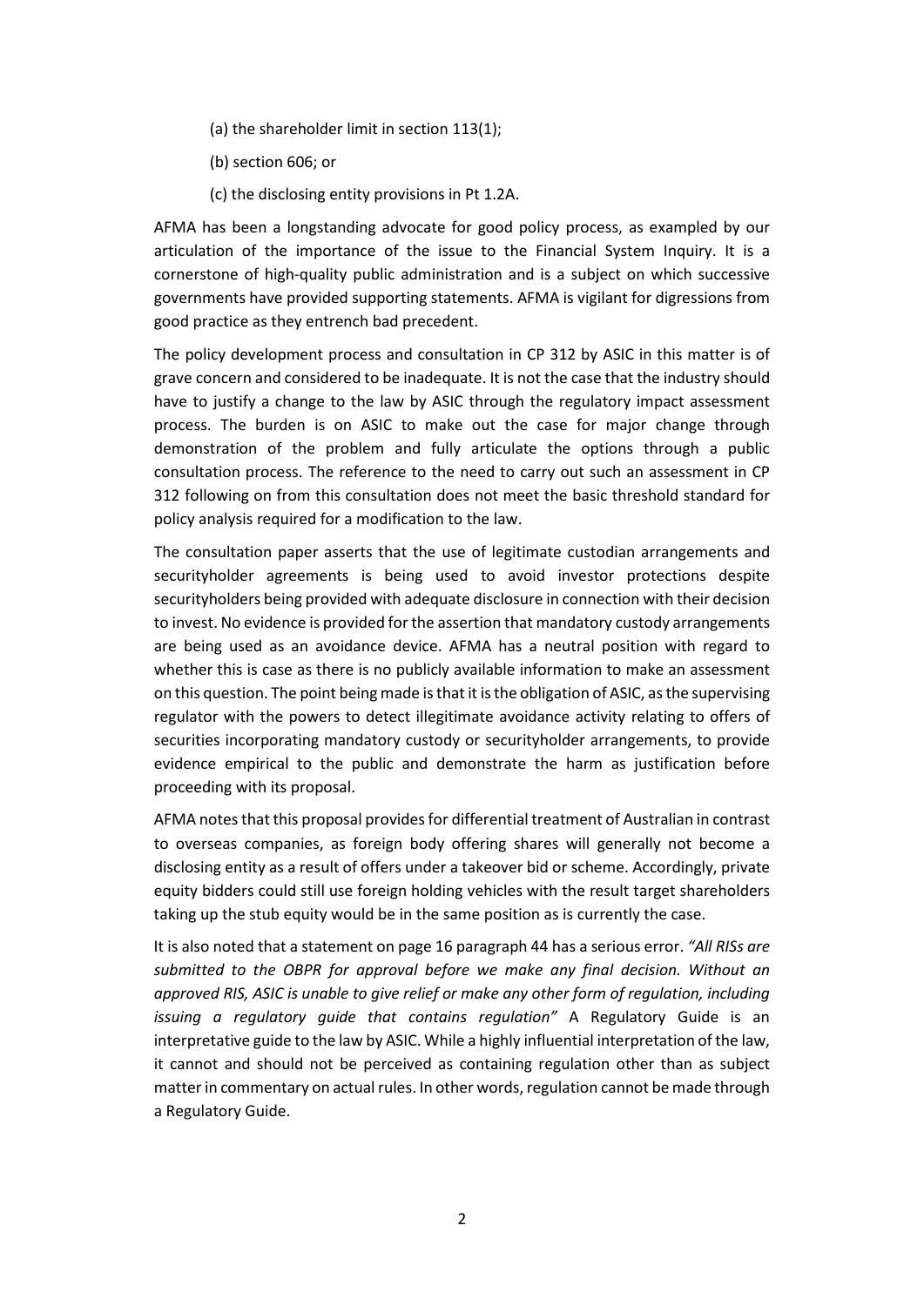(a) the shareholder limit in section 113(1);

(b) section 606; or

(c) the disclosing entity provisions in Pt 1.2A.

AFMA has been a longstanding advocate for good policy process, as exampled by our articulation of the importance of the issue to the Financial System Inquiry. It is a cornerstone of high-quality public administration and is a subject on which successive governments have provided supporting statements. AFMA is vigilant for digressions from good practice as they entrench bad precedent.

The policy development process and consultation in CP 312 by ASIC in this matter is of grave concern and considered to be inadequate. It is not the case that the industry should have to justify a change to the law by ASIC through the regulatory impact assessment process. The burden is on ASIC to make out the case for major change through demonstration of the problem and fully articulate the options through a public consultation process. The reference to the need to carry out such an assessment in CP 312 following on from this consultation does not meet the basic threshold standard for policy analysis required for a modification to the law.

The consultation paper asserts that the use of legitimate custodian arrangements and securityholder agreements is being used to avoid investor protections despite securityholders being provided with adequate disclosure in connection with their decision to invest. No evidence is provided for the assertion that mandatory custody arrangements are being used as an avoidance device. AFMA has a neutral position with regard to whether this is case as there is no publicly available information to make an assessment on this question. The point being made is that it is the obligation of ASIC, as the supervising regulator with the powers to detect illegitimate avoidance activity relating to offers of securities incorporating mandatory custody or securityholder arrangements, to provide evidence empirical to the public and demonstrate the harm as justification before proceeding with its proposal.

AFMA notes that this proposal provides for differential treatment of Australian in contrast to overseas companies, as foreign body offering shares will generally not become a disclosing entity as a result of offers under a takeover bid or scheme. Accordingly, private equity bidders could still use foreign holding vehicles with the result target shareholders taking up the stub equity would be in the same position as is currently the case.

It is also noted that a statement on page 16 paragraph 44 has a serious error. *"All RISs are submitted to the OBPR for approval before we make any final decision. Without an approved RIS, ASIC is unable to give relief or make any other form of regulation, including issuing a regulatory guide that contains regulation"* A Regulatory Guide is an interpretative guide to the law by ASIC. While a highly influential interpretation of the law, it cannot and should not be perceived as containing regulation other than as subject matter in commentary on actual rules. In other words, regulation cannot be made through a Regulatory Guide.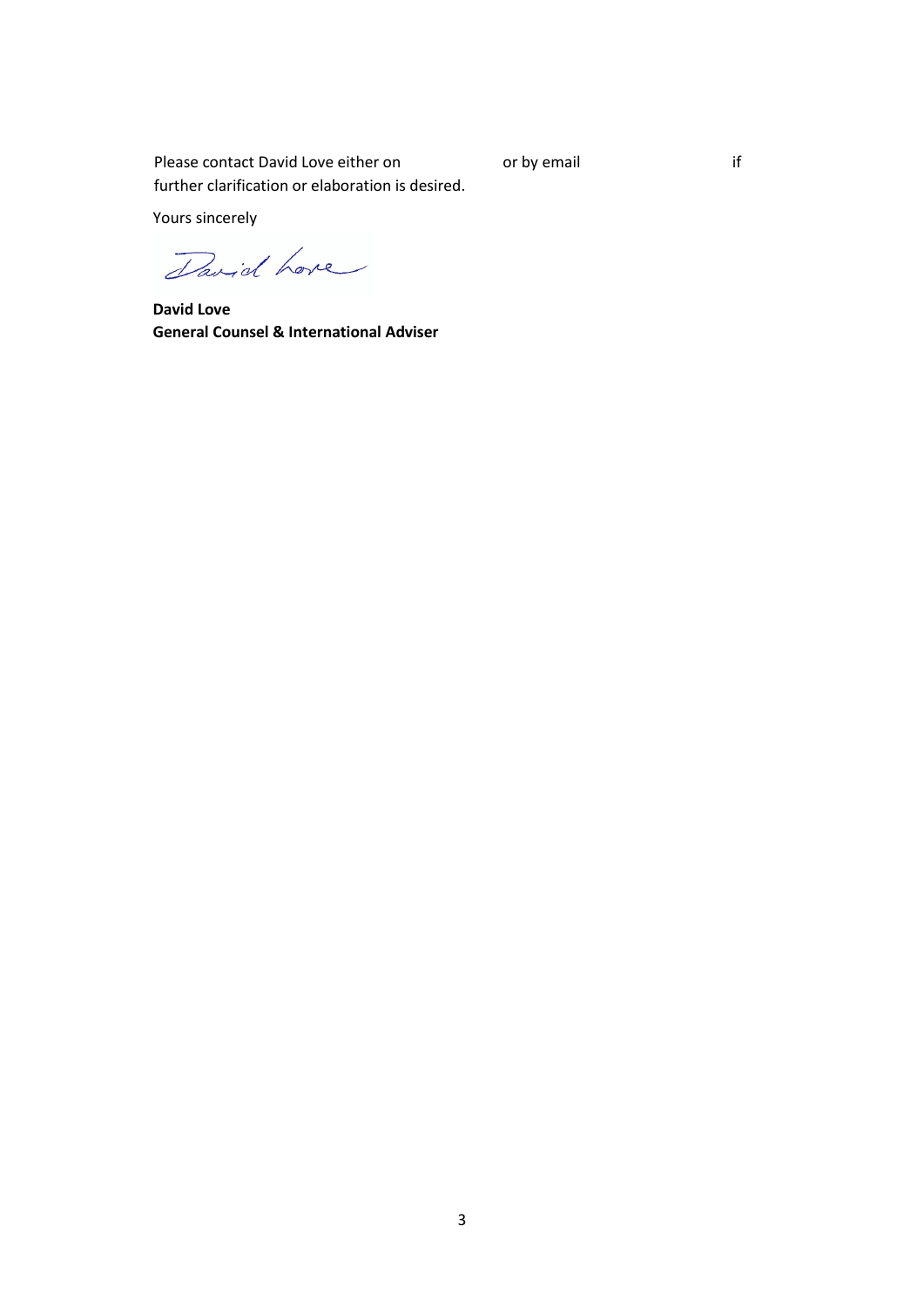Please contact David Love either on or by email if further clarification or elaboration is desired.

Yours sincerely

**David Love**
**General Counsel & International Adviser**